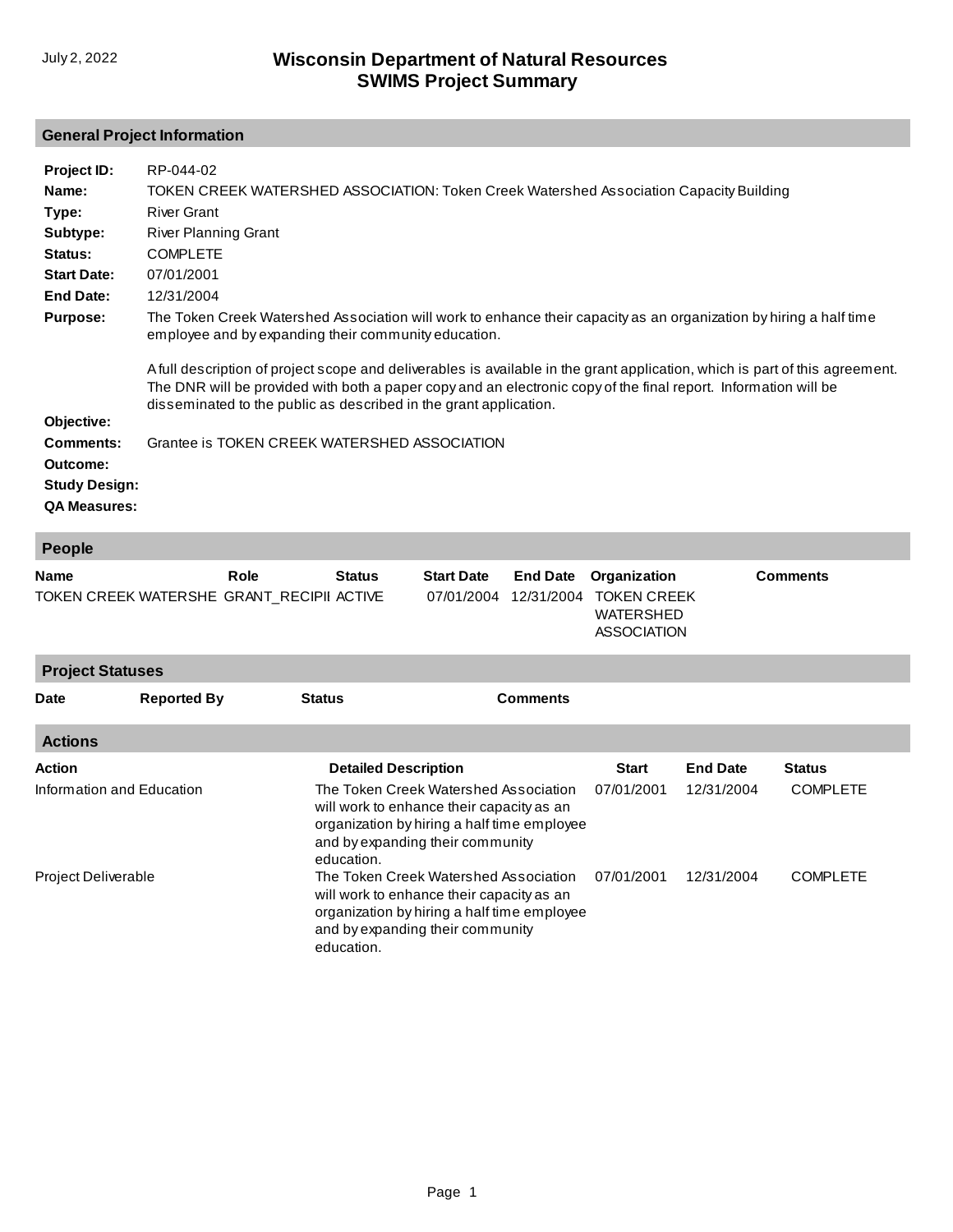July 2, 2022

# Wisconsin Department of Natural Resources
# SWIMS Project Summary

## General Project Information

**Project ID:** RP-044-02

**Name:** TOKEN CREEK WATERSHED ASSOCIATION: Token Creek Watershed Association Capacity Building

**Type:** River Grant

**Subtype:** River Planning Grant

**Status:** COMPLETE

**Start Date:** 07/01/2001

**End Date:** 12/31/2004

**Purpose:** The Token Creek Watershed Association will work to enhance their capacity as an organization by hiring a half time employee and by expanding their community education.

A full description of project scope and deliverables is available in the grant application, which is part of this agreement. The DNR will be provided with both a paper copy and an electronic copy of the final report. Information will be disseminated to the public as described in the grant application.

**Objective:**

**Comments:** Grantee is TOKEN CREEK WATERSHED ASSOCIATION

**Outcome:**

**Study Design:**

**QA Measures:**

## People

| Name | Role | Status | Start Date | End Date | Organization | Comments |
|---|---|---|---|---|---|---|
| TOKEN CREEK WATERSHE | GRANT_RECIPII | ACTIVE | 07/01/2004 | 12/31/2004 | TOKEN CREEK WATERSHED ASSOCIATION | |

## Project Statuses

| Date | Reported By | Status | Comments |
|---|---|---|---|

## Actions

| Action | Detailed Description | Start | End Date | Status |
|---|---|---|---|---|
| Information and Education | The Token Creek Watershed Association will work to enhance their capacity as an organization by hiring a half time employee and by expanding their community education. | 07/01/2001 | 12/31/2004 | COMPLETE |
| Project Deliverable | The Token Creek Watershed Association will work to enhance their capacity as an organization by hiring a half time employee and by expanding their community education. | 07/01/2001 | 12/31/2004 | COMPLETE |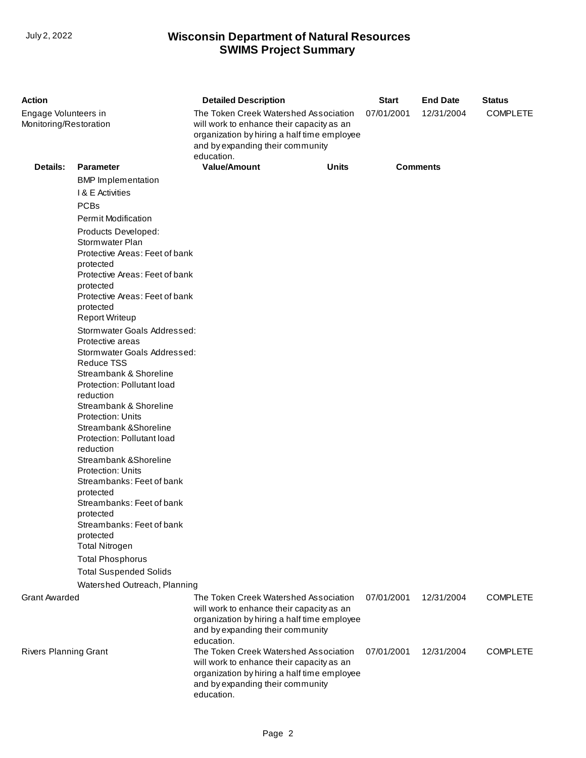| Action | Detailed Description | Start | End Date | Status |
|---|---|---|---|---|
| Engage Volunteers in Monitoring/Restoration | The Token Creek Watershed Association will work to enhance their capacity as an organization by hiring a half time employee and by expanding their community education. | 07/01/2001 | 12/31/2004 | COMPLETE |

**Details:**

| Parameter | Value/Amount | Units | Comments |
|---|---|---|---|
| BMP Implementation | | | |
| I & E Activities | | | |
| PCBs | | | |
| Permit Modification | | | |
| Products Developed: Stormwater Plan | | | |
| Protective Areas: Feet of bank protected | | | |
| Protective Areas: Feet of bank protected | | | |
| Protective Areas: Feet of bank protected | | | |
| Report Writeup | | | |
| Stormwater Goals Addressed: Protective areas | | | |
| Stormwater Goals Addressed: Reduce TSS | | | |
| Streambank & Shoreline Protection: Pollutant load reduction | | | |
| Streambank & Shoreline Protection: Units | | | |
| Streambank &Shoreline Protection: Pollutant load reduction | | | |
| Streambank &Shoreline Protection: Units | | | |
| Streambanks: Feet of bank protected | | | |
| Streambanks: Feet of bank protected | | | |
| Streambanks: Feet of bank protected | | | |
| Total Nitrogen | | | |
| Total Phosphorus | | | |
| Total Suspended Solids | | | |
| Watershed Outreach, Planning | | | |

| Action | Detailed Description | Start | End Date | Status |
|---|---|---|---|---|
| Grant Awarded | The Token Creek Watershed Association will work to enhance their capacity as an organization by hiring a half time employee and by expanding their community education. | 07/01/2001 | 12/31/2004 | COMPLETE |
| Rivers Planning Grant | The Token Creek Watershed Association will work to enhance their capacity as an organization by hiring a half time employee and by expanding their community education. | 07/01/2001 | 12/31/2004 | COMPLETE |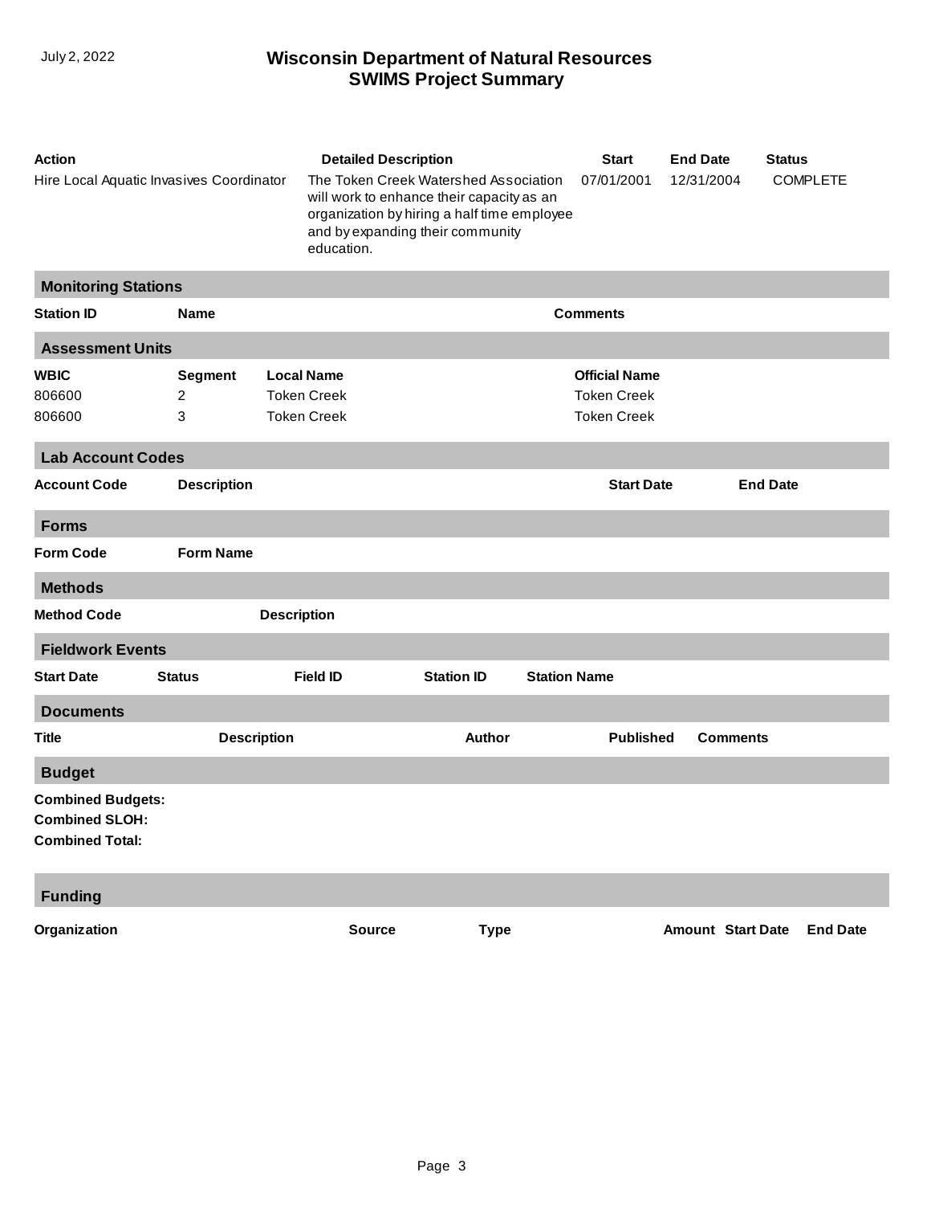| Action | Detailed Description | Start | End Date | Status |
|---|---|---|---|---|
| Hire Local Aquatic Invasives Coordinator | The Token Creek Watershed Association will work to enhance their capacity as an organization by hiring a half time employee and by expanding their community education. | 07/01/2001 | 12/31/2004 | COMPLETE |

## Monitoring Stations

| Station ID | Name | Comments |
|---|---|---|

## Assessment Units

| WBIC | Segment | Local Name | Official Name |
|---|---|---|---|
| 806600 | 2 | Token Creek | Token Creek |
| 806600 | 3 | Token Creek | Token Creek |

## Lab Account Codes

| Account Code | Description | Start Date | End Date |
|---|---|---|---|

## Forms

| Form Code | Form Name |
|---|---|

## Methods

| Method Code | Description |
|---|---|

## Fieldwork Events

| Start Date | Status | Field ID | Station ID | Station Name |
|---|---|---|---|---|

## Documents

| Title | Description | Author | Published | Comments |
|---|---|---|---|---|

## Budget

**Combined Budgets:**

**Combined SLOH:**

**Combined Total:**

## Funding

| Organization | Source | Type | Amount | Start Date | End Date |
|---|---|---|---|---|---|